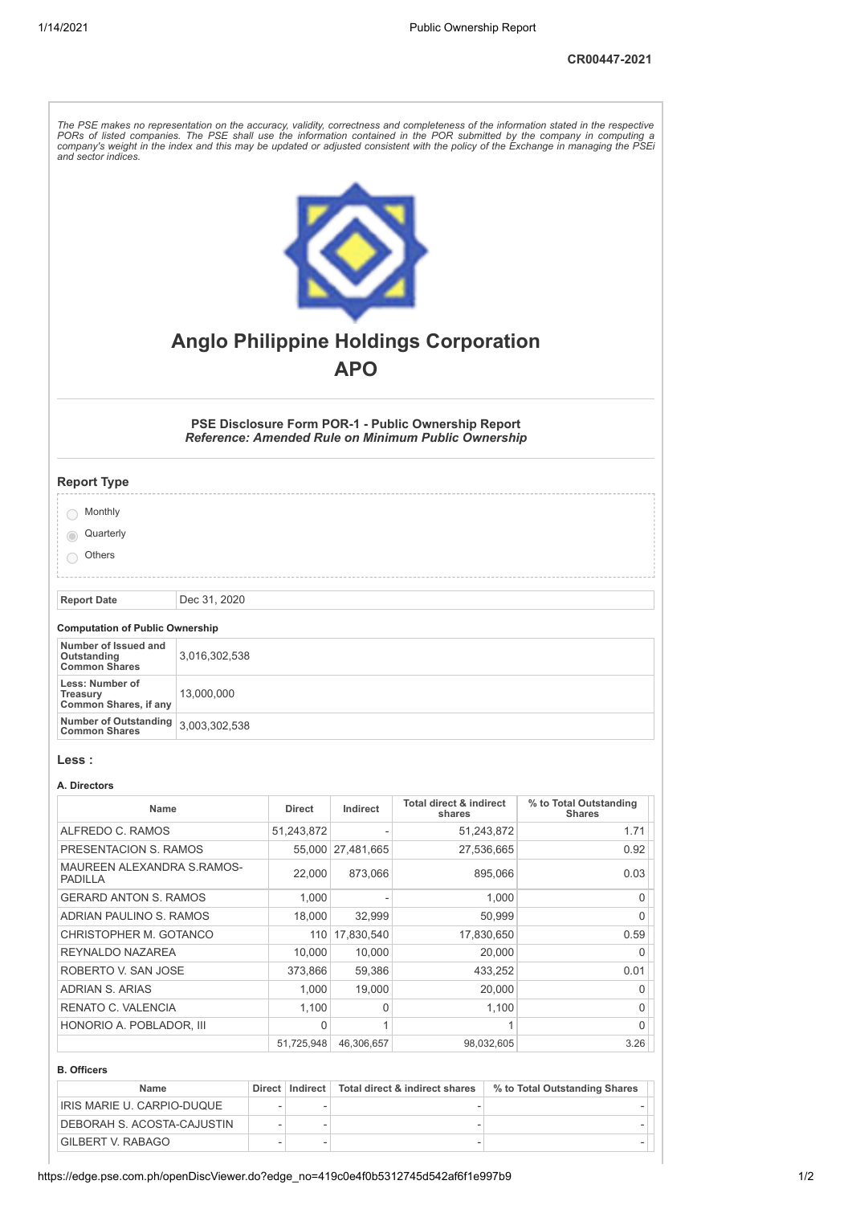CR00447-2021

*The PSE makes no representation on the accuracy, validity, correctness and completeness of the information stated in the respective PORs of listed companies. The PSE shall use the information contained in the POR submitted by the company in computing a company's weight in the index and this may be updated or adjusted consistent with the policy of the Exchange in managing the PSEi and sector indices.*

# Anglo Philippine Holdings Corporation

# APO

### PSE Disclosure Form POR-1 - Public Ownership Report

***Reference: Amended Rule on Minimum Public Ownership***

## Report Type

- Monthly
- Quarterly (selected)
- Others

| Report Date | Dec 31, 2020 |
|---|---|

#### Computation of Public Ownership

| | |
|---|---|
| **Number of Issued and Outstanding Common Shares** | 3,016,302,538 |
| **Less: Number of Treasury Common Shares, if any** | 13,000,000 |
| **Number of Outstanding Common Shares** | 3,003,302,538 |

### Less :

#### A. Directors

| Name | Direct | Indirect | Total direct & indirect shares | % to Total Outstanding Shares |
|---|---|---|---|---|
| ALFREDO C. RAMOS | 51,243,872 | - | 51,243,872 | 1.71 |
| PRESENTACION S. RAMOS | 55,000 | 27,481,665 | 27,536,665 | 0.92 |
| MAUREEN ALEXANDRA S.RAMOS-PADILLA | 22,000 | 873,066 | 895,066 | 0.03 |
| GERARD ANTON S. RAMOS | 1,000 | - | 1,000 | 0 |
| ADRIAN PAULINO S. RAMOS | 18,000 | 32,999 | 50,999 | 0 |
| CHRISTOPHER M. GOTANCO | 110 | 17,830,540 | 17,830,650 | 0.59 |
| REYNALDO NAZAREA | 10,000 | 10,000 | 20,000 | 0 |
| ROBERTO V. SAN JOSE | 373,866 | 59,386 | 433,252 | 0.01 |
| ADRIAN S. ARIAS | 1,000 | 19,000 | 20,000 | 0 |
| RENATO C. VALENCIA | 1,100 | 0 | 1,100 | 0 |
| HONORIO A. POBLADOR, III | 0 | 1 | 1 | 0 |
| | 51,725,948 | 46,306,657 | 98,032,605 | 3.26 |

#### B. Officers

| Name | Direct | Indirect | Total direct & indirect shares | % to Total Outstanding Shares |
|---|---|---|---|---|
| IRIS MARIE U. CARPIO-DUQUE | - | - | - | - |
| DEBORAH S. ACOSTA-CAJUSTIN | - | - | - | - |
| GILBERT V. RABAGO | - | - | - | - |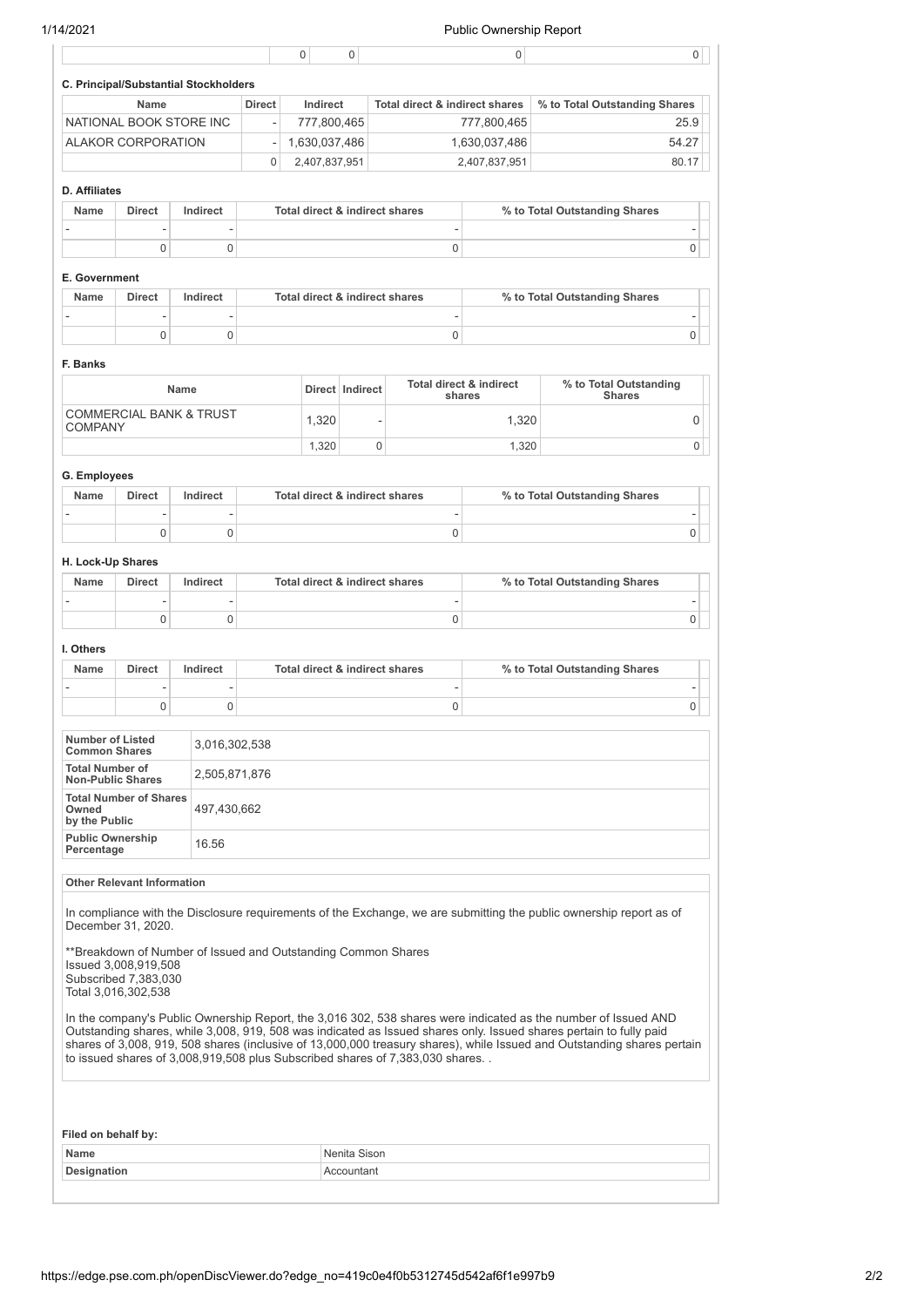| | | | | |
|---|---|---|---|---|
| | 0 | 0 | 0 | 0 |

### C. Principal/Substantial Stockholders

| Name | Direct | Indirect | Total direct & indirect shares | % to Total Outstanding Shares |
|---|---|---|---|---|
| NATIONAL BOOK STORE INC | - | 777,800,465 | 777,800,465 | 25.9 |
| ALAKOR CORPORATION | - | 1,630,037,486 | 1,630,037,486 | 54.27 |
| | 0 | 2,407,837,951 | 2,407,837,951 | 80.17 |

### D. Affiliates

| Name | Direct | Indirect | Total direct & indirect shares | % to Total Outstanding Shares |
|---|---|---|---|---|
| - | - | - | - | - |
| | 0 | 0 | 0 | 0 |

### E. Government

| Name | Direct | Indirect | Total direct & indirect shares | % to Total Outstanding Shares |
|---|---|---|---|---|
| - | - | - | - | - |
| | 0 | 0 | 0 | 0 |

### F. Banks

| Name | Direct | Indirect | Total direct & indirect shares | % to Total Outstanding Shares |
|---|---|---|---|---|
| COMMERCIAL BANK & TRUST COMPANY | 1,320 | - | 1,320 | 0 |
| | 1,320 | 0 | 1,320 | 0 |

### G. Employees

| Name | Direct | Indirect | Total direct & indirect shares | % to Total Outstanding Shares |
|---|---|---|---|---|
| - | - | - | - | - |
| | 0 | 0 | 0 | 0 |

### H. Lock-Up Shares

| Name | Direct | Indirect | Total direct & indirect shares | % to Total Outstanding Shares |
|---|---|---|---|---|
| - | - | - | - | - |
| | 0 | 0 | 0 | 0 |

### I. Others

| Name | Direct | Indirect | Total direct & indirect shares | % to Total Outstanding Shares |
|---|---|---|---|---|
| - | - | - | - | - |
| | 0 | 0 | 0 | 0 |

| | |
|---|---|
| Number of Listed Common Shares | 3,016,302,538 |
| Total Number of Non-Public Shares | 2,505,871,876 |
| Total Number of Shares Owned by the Public | 497,430,662 |
| Public Ownership Percentage | 16.56 |

### Other Relevant Information

In compliance with the Disclosure requirements of the Exchange, we are submitting the public ownership report as of December 31, 2020.

**Breakdown of Number of Issued and Outstanding Common Shares
Issued 3,008,919,508
Subscribed 7,383,030
Total 3,016,302,538

In the company's Public Ownership Report, the 3,016 302, 538 shares were indicated as the number of Issued AND Outstanding shares, while 3,008, 919, 508 was indicated as Issued shares only. Issued shares pertain to fully paid shares of 3,008, 919, 508 shares (inclusive of 13,000,000 treasury shares), while Issued and Outstanding shares pertain to issued shares of 3,008,919,508 plus Subscribed shares of 7,383,030 shares. .

**Filed on behalf by:**

| | |
|---|---|
| Name | Nenita Sison |
| Designation | Accountant |